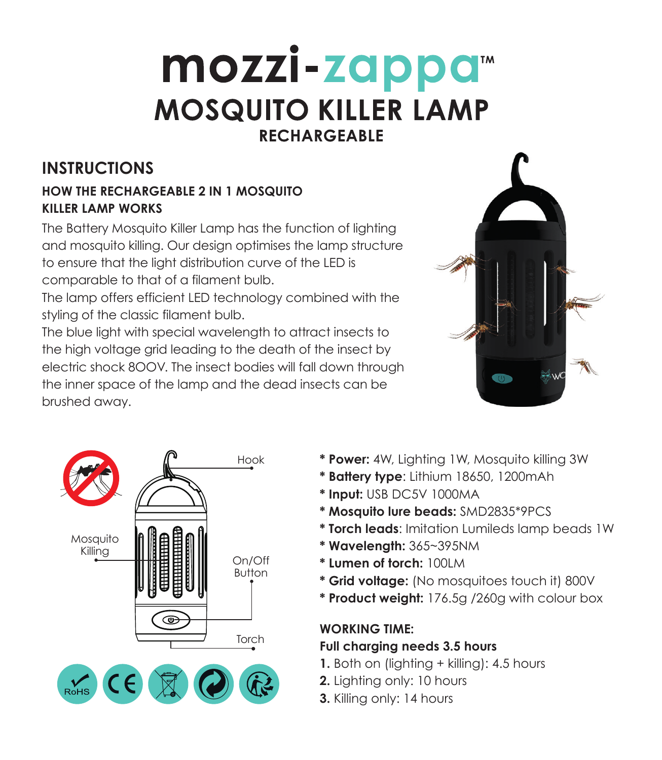# mozzi-zappa™

## MOSQUITO KILLER LAMP

### RECHARGEABLE

## INSTRUCTIONS

### HOW THE RECHARGEABLE 2 IN 1 MOSQUITO KILLER LAMP WORKS

The Battery Mosquito Killer Lamp has the function of lighting and mosquito killing. Our design optimises the lamp structure to ensure that the light distribution curve of the LED is comparable to that of a filament bulb.

The lamp offers efficient LED technology combined with the styling of the classic filament bulb.

The blue light with special wavelength to attract insects to the high voltage grid leading to the death of the insect by electric shock 800V. The insect bodies will fall down through the inner space of the lamp and the dead insects can be brushed away.

Hook

Mosquito Killing

On/Off Button

Torch

- * **Power:** 4W, Lighting 1W, Mosquito killing 3W
- * **Battery type**: Lithium 18650, 1200mAh
- * **Input:** USB DC5V 1000MA
- * **Mosquito lure beads:** SMD2835*9PCS
- * **Torch leads**: Imitation Lumileds lamp beads 1W
- * **Wavelength:** 365~395NM
- * **Lumen of torch:** 100LM
- * **Grid voltage:** (No mosquitoes touch it) 800V
- * **Product weight:** 176.5g /260g with colour box

**WORKING TIME:**

**Full charging needs 3.5 hours**

1. Both on (lighting + killing): 4.5 hours
2. Lighting only: 10 hours
3. Killing only: 14 hours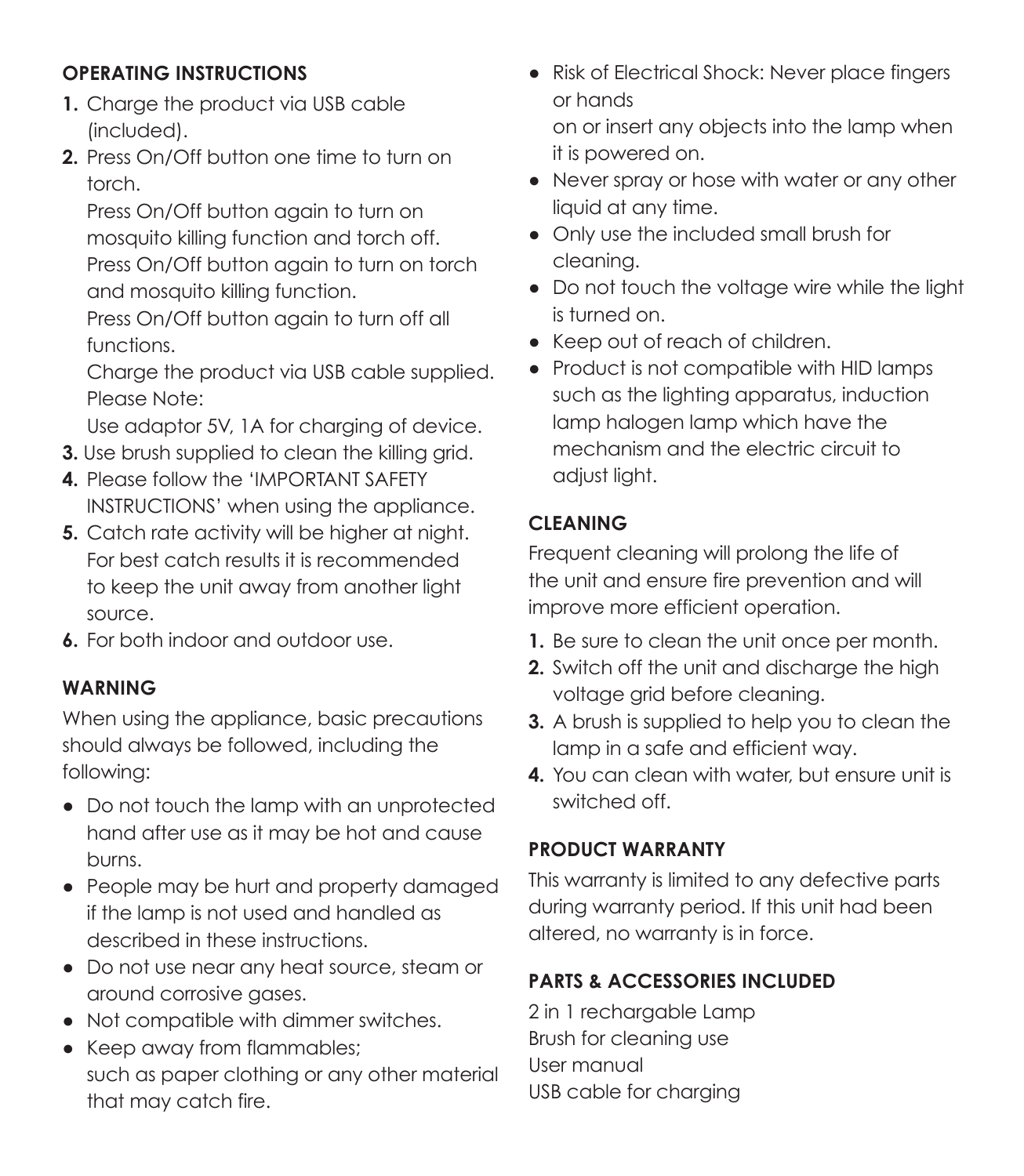## OPERATING INSTRUCTIONS

1. Charge the product via USB cable (included).
2. Press On/Off button one time to turn on torch.

   Press On/Off button again to turn on mosquito killing function and torch off.

   Press On/Off button again to turn on torch and mosquito killing function.

   Press On/Off button again to turn off all functions.

   Charge the product via USB cable supplied.

   Please Note:

   Use adaptor 5V, 1A for charging of device.
3. Use brush supplied to clean the killing grid.
4. Please follow the 'IMPORTANT SAFETY INSTRUCTIONS' when using the appliance.
5. Catch rate activity will be higher at night. For best catch results it is recommended to keep the unit away from another light source.
6. For both indoor and outdoor use.

## WARNING

When using the appliance, basic precautions should always be followed, including the following:

- Do not touch the lamp with an unprotected hand after use as it may be hot and cause burns.
- People may be hurt and property damaged if the lamp is not used and handled as described in these instructions.
- Do not use near any heat source, steam or around corrosive gases.
- Not compatible with dimmer switches.
- Keep away from flammables; such as paper clothing or any other material that may catch fire.
- Risk of Electrical Shock: Never place fingers or hands on or insert any objects into the lamp when it is powered on.
- Never spray or hose with water or any other liquid at any time.
- Only use the included small brush for cleaning.
- Do not touch the voltage wire while the light is turned on.
- Keep out of reach of children.
- Product is not compatible with HID lamps such as the lighting apparatus, induction lamp halogen lamp which have the mechanism and the electric circuit to adjust light.

## CLEANING

Frequent cleaning will prolong the life of the unit and ensure fire prevention and will improve more efficient operation.

1. Be sure to clean the unit once per month.
2. Switch off the unit and discharge the high voltage grid before cleaning.
3. A brush is supplied to help you to clean the lamp in a safe and efficient way.
4. You can clean with water, but ensure unit is switched off.

## PRODUCT WARRANTY

This warranty is limited to any defective parts during warranty period. If this unit had been altered, no warranty is in force.

## PARTS & ACCESSORIES INCLUDED

2 in 1 rechargable Lamp
Brush for cleaning use
User manual
USB cable for charging